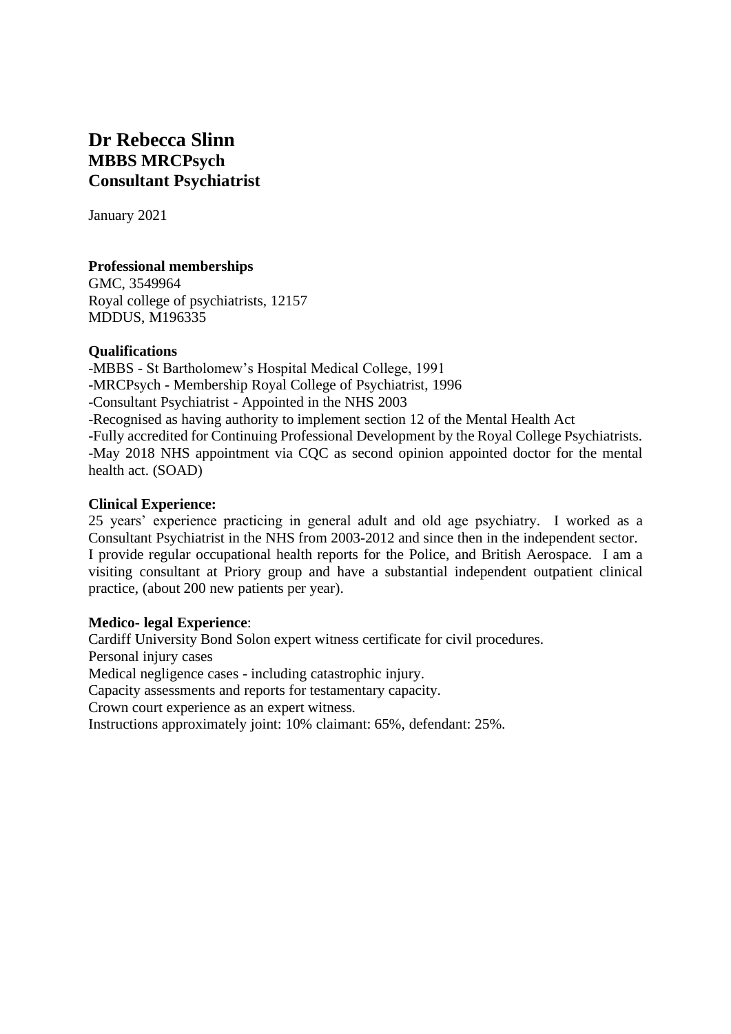# Dr Rebecca Slinn
## MBBS MRCPsych
## Consultant Psychiatrist

January 2021

**Professional memberships**
GMC, 3549964
Royal college of psychiatrists, 12157
MDDUS, M196335

**Qualifications**
-MBBS - St Bartholomew's Hospital Medical College, 1991
-MRCPsych - Membership Royal College of Psychiatrist, 1996
-Consultant Psychiatrist - Appointed in the NHS 2003
-Recognised as having authority to implement section 12 of the Mental Health Act
-Fully accredited for Continuing Professional Development by the Royal College Psychiatrists.
-May 2018 NHS appointment via CQC as second opinion appointed doctor for the mental health act. (SOAD)

**Clinical Experience:**
25 years' experience practicing in general adult and old age psychiatry. I worked as a Consultant Psychiatrist in the NHS from 2003-2012 and since then in the independent sector. I provide regular occupational health reports for the Police, and British Aerospace. I am a visiting consultant at Priory group and have a substantial independent outpatient clinical practice, (about 200 new patients per year).

**Medico- legal Experience**:
Cardiff University Bond Solon expert witness certificate for civil procedures.
Personal injury cases
Medical negligence cases - including catastrophic injury.
Capacity assessments and reports for testamentary capacity.
Crown court experience as an expert witness.
Instructions approximately joint: 10% claimant: 65%, defendant: 25%.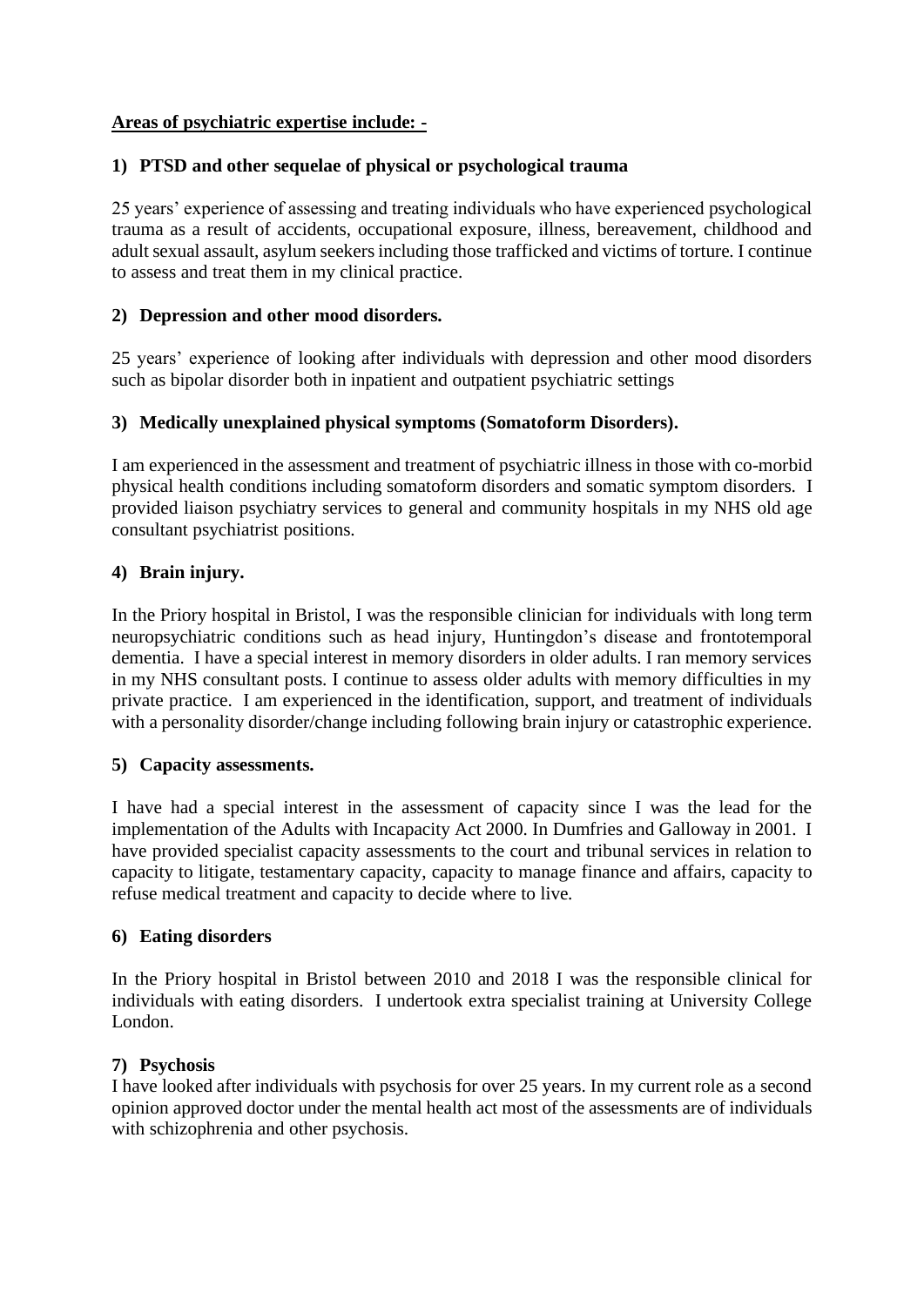**Areas of psychiatric expertise include: -**

**1) PTSD and other sequelae of physical or psychological trauma**

25 years' experience of assessing and treating individuals who have experienced psychological trauma as a result of accidents, occupational exposure, illness, bereavement, childhood and adult sexual assault, asylum seekers including those trafficked and victims of torture. I continue to assess and treat them in my clinical practice.

**2) Depression and other mood disorders.**

25 years' experience of looking after individuals with depression and other mood disorders such as bipolar disorder both in inpatient and outpatient psychiatric settings

**3) Medically unexplained physical symptoms (Somatoform Disorders).**

I am experienced in the assessment and treatment of psychiatric illness in those with co-morbid physical health conditions including somatoform disorders and somatic symptom disorders. I provided liaison psychiatry services to general and community hospitals in my NHS old age consultant psychiatrist positions.

**4) Brain injury.**

In the Priory hospital in Bristol, I was the responsible clinician for individuals with long term neuropsychiatric conditions such as head injury, Huntingdon's disease and frontotemporal dementia. I have a special interest in memory disorders in older adults. I ran memory services in my NHS consultant posts. I continue to assess older adults with memory difficulties in my private practice. I am experienced in the identification, support, and treatment of individuals with a personality disorder/change including following brain injury or catastrophic experience.

**5) Capacity assessments.**

I have had a special interest in the assessment of capacity since I was the lead for the implementation of the Adults with Incapacity Act 2000. In Dumfries and Galloway in 2001. I have provided specialist capacity assessments to the court and tribunal services in relation to capacity to litigate, testamentary capacity, capacity to manage finance and affairs, capacity to refuse medical treatment and capacity to decide where to live.

**6) Eating disorders**

In the Priory hospital in Bristol between 2010 and 2018 I was the responsible clinical for individuals with eating disorders. I undertook extra specialist training at University College London.

**7) Psychosis**

I have looked after individuals with psychosis for over 25 years. In my current role as a second opinion approved doctor under the mental health act most of the assessments are of individuals with schizophrenia and other psychosis.